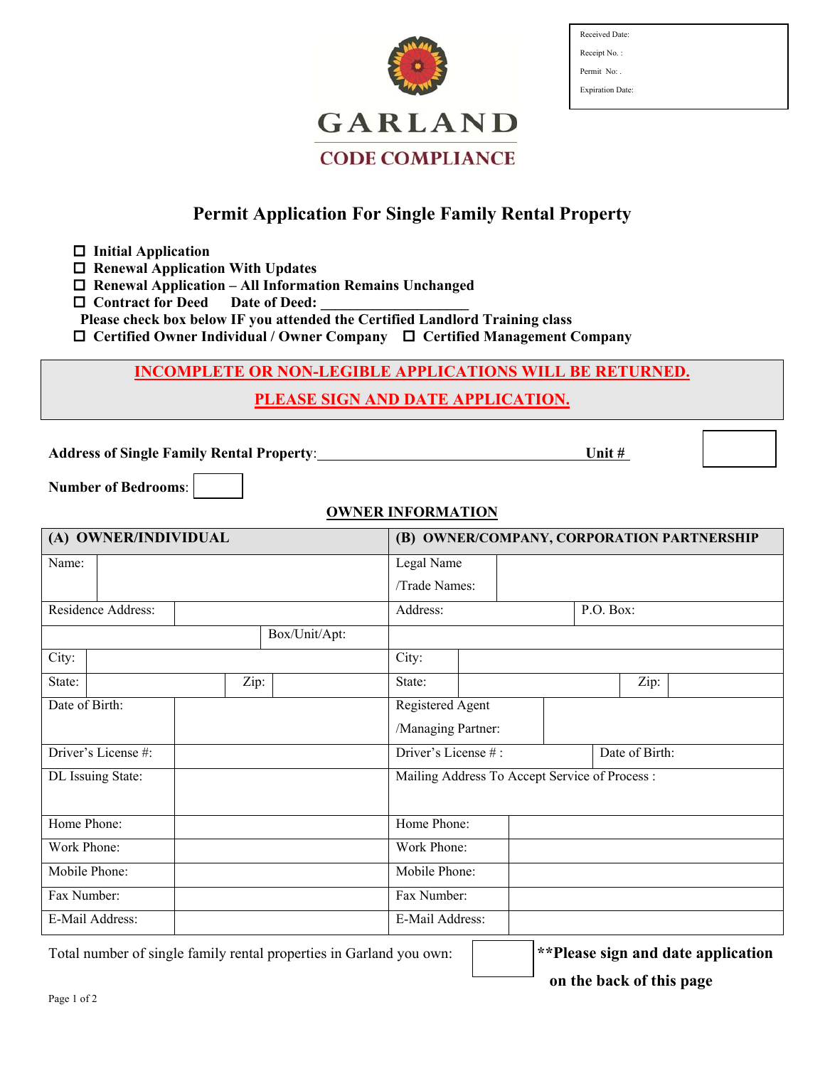Received Date:
Receipt No. :
Permit No: .
Expiration Date:

GARLAND
CODE COMPLIANCE

# Permit Application For Single Family Rental Property

- ☐ **Initial Application**
- ☐ **Renewal Application With Updates**
- ☐ **Renewal Application – All Information Remains Unchanged**
- ☐ **Contract for Deed** **Date of Deed: ____________________**

**Please check box below IF you attended the Certified Landlord Training class**

☐ **Certified Owner Individual / Owner Company** ☐ **Certified Management Company**

**INCOMPLETE OR NON-LEGIBLE APPLICATIONS WILL BE RETURNED.**

**PLEASE SIGN AND DATE APPLICATION.**

**Address of Single Family Rental Property**:_______________________________________ **Unit #** ______

**Number of Bedrooms**: ______

## OWNER INFORMATION

| (A) OWNER/INDIVIDUAL | | (B) OWNER/COMPANY, CORPORATION PARTNERSHIP | |
|---|---|---|---|
| Name: | | Legal Name /Trade Names: | |
| Residence Address: | | Address: | P.O. Box: |
| | Box/Unit/Apt: | | |
| City: | | City: | |
| State: | Zip: | State: | Zip: |
| Date of Birth: | | Registered Agent /Managing Partner: | |
| Driver's License #: | | Driver's License # : | Date of Birth: |
| DL Issuing State: | | Mailing Address To Accept Service of Process : | |
| Home Phone: | | Home Phone: | |
| Work Phone: | | Work Phone: | |
| Mobile Phone: | | Mobile Phone: | |
| Fax Number: | | Fax Number: | |
| E-Mail Address: | | E-Mail Address: | |

Total number of single family rental properties in Garland you own: ______

**\*\*Please sign and date application on the back of this page**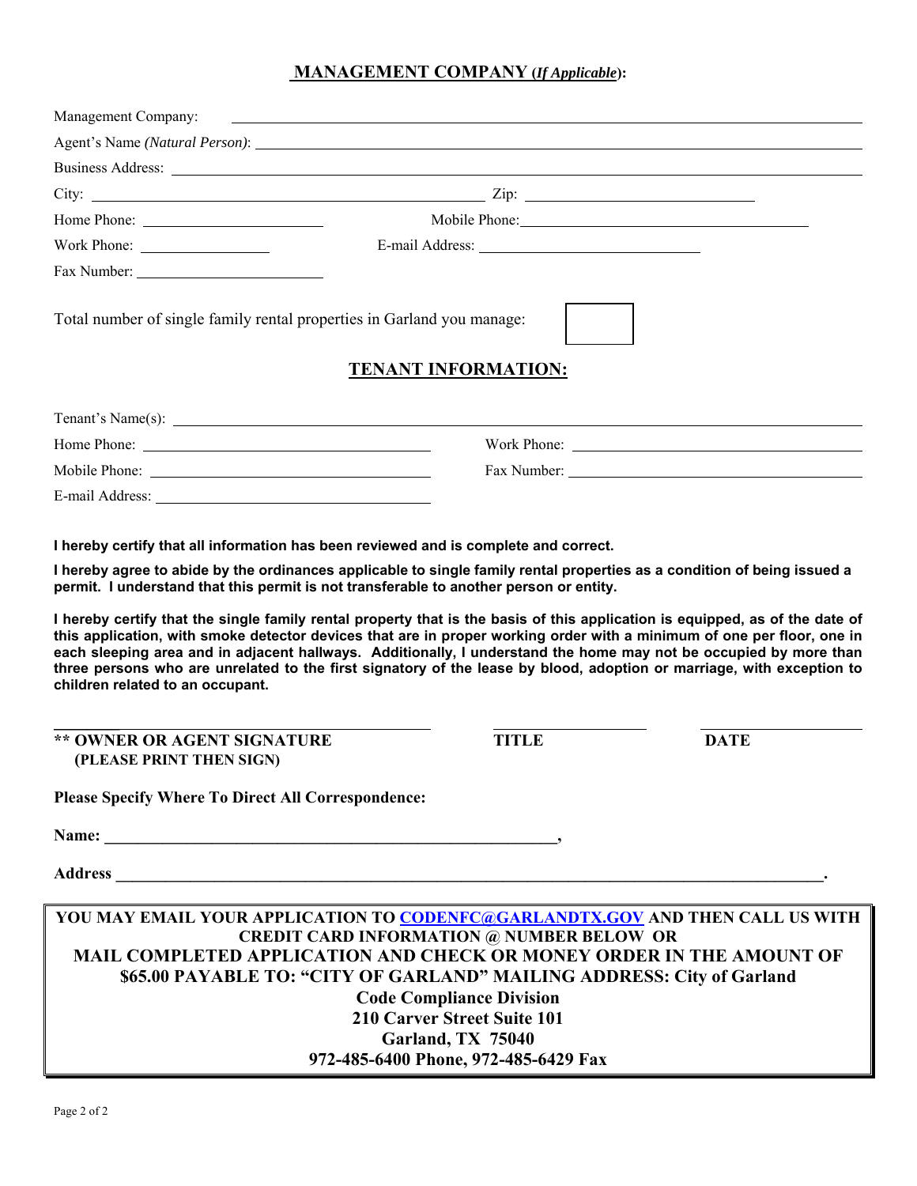## MANAGEMENT COMPANY (*If Applicable*):

Management Company: ______________________________

Agent's Name *(Natural Person)*: ______________________________

Business Address: ______________________________

City: ______________________________ Zip: ______________________________

Home Phone: ______________________________ Mobile Phone: ______________________________

Work Phone: ______________________________ E-mail Address: ______________________________

Fax Number: ______________________________

Total number of single family rental properties in Garland you manage: [ ]

## TENANT INFORMATION:

Tenant's Name(s): ______________________________

Home Phone: ______________________________ Work Phone: ______________________________

Mobile Phone: ______________________________ Fax Number: ______________________________

E-mail Address: ______________________________

**I hereby certify that all information has been reviewed and is complete and correct.**

**I hereby agree to abide by the ordinances applicable to single family rental properties as a condition of being issued a permit. I understand that this permit is not transferable to another person or entity.**

**I hereby certify that the single family rental property that is the basis of this application is equipped, as of the date of this application, with smoke detector devices that are in proper working order with a minimum of one per floor, one in each sleeping area and in adjacent hallways. Additionally, I understand the home may not be occupied by more than three persons who are unrelated to the first signatory of the lease by blood, adoption or marriage, with exception to children related to an occupant.**

______________________________ ______________________________ ______________________________

**\*\* OWNER OR AGENT SIGNATURE (PLEASE PRINT THEN SIGN)** **TITLE** **DATE**

**Please Specify Where To Direct All Correspondence:**

**Name: ______________________________,**

**Address ______________________________.**

**YOU MAY EMAIL YOUR APPLICATION TO [CODENFC@GARLANDTX.GOV](mailto:CODENFC@GARLANDTX.GOV) AND THEN CALL US WITH CREDIT CARD INFORMATION @ NUMBER BELOW OR**
**MAIL COMPLETED APPLICATION AND CHECK OR MONEY ORDER IN THE AMOUNT OF $65.00 PAYABLE TO: "CITY OF GARLAND" MAILING ADDRESS: City of Garland**
**Code Compliance Division**
**210 Carver Street Suite 101**
**Garland, TX 75040**
**972-485-6400 Phone, 972-485-6429 Fax**